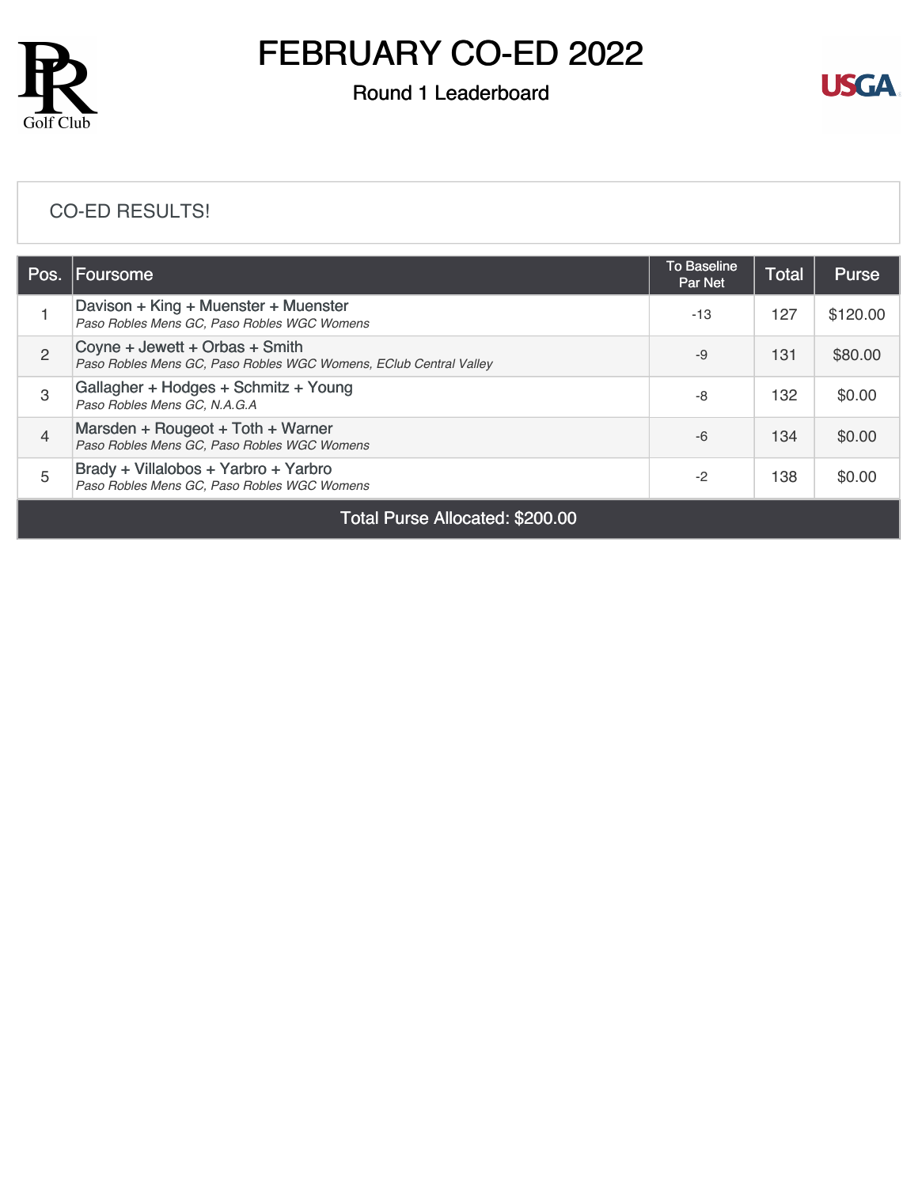# FEBRUARY CO-ED 2022

## Round 1 Leaderboard

CO-ED RESULTS!

| Pos. | Foursome | To Baseline Par Net | Total | Purse |
|---|---|---|---|---|
| 1 | Davison + King + Muenster + Muenster<br>*Paso Robles Mens GC, Paso Robles WGC Womens* | -13 | 127 | $120.00 |
| 2 | Coyne + Jewett + Orbas + Smith<br>*Paso Robles Mens GC, Paso Robles WGC Womens, EClub Central Valley* | -9 | 131 | $80.00 |
| 3 | Gallagher + Hodges + Schmitz + Young<br>*Paso Robles Mens GC, N.A.G.A* | -8 | 132 | $0.00 |
| 4 | Marsden + Rougeot + Toth + Warner<br>*Paso Robles Mens GC, Paso Robles WGC Womens* | -6 | 134 | $0.00 |
| 5 | Brady + Villalobos + Yarbro + Yarbro<br>*Paso Robles Mens GC, Paso Robles WGC Womens* | -2 | 138 | $0.00 |

Total Purse Allocated: $200.00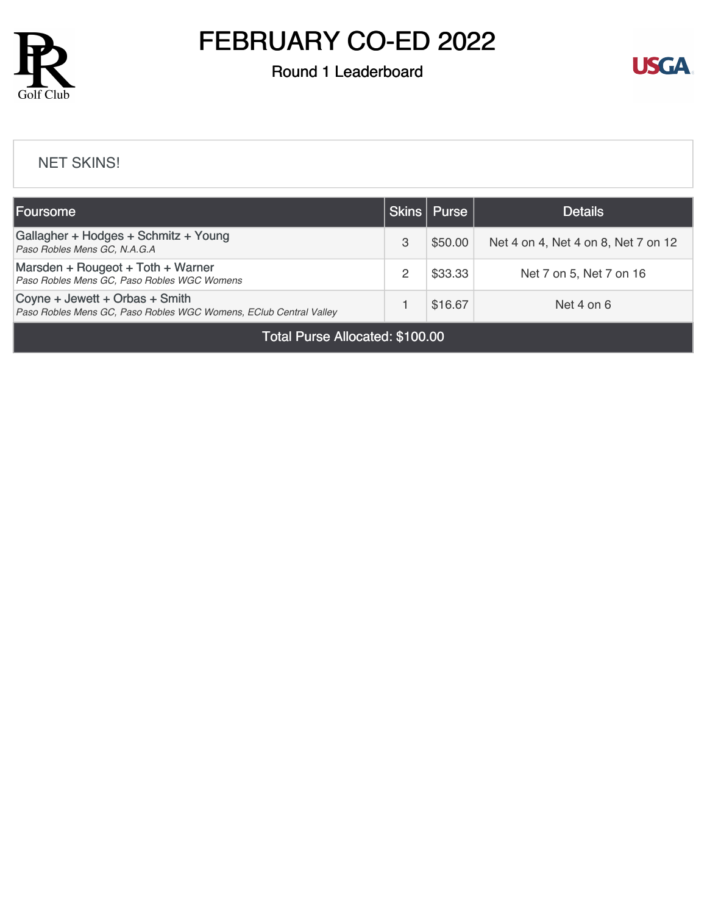# FEBRUARY CO-ED 2022

## Round 1 Leaderboard

NET SKINS!

| Foursome | Skins | Purse | Details |
|---|---|---|---|
| Gallagher + Hodges + Schmitz + Young<br>*Paso Robles Mens GC, N.A.G.A* | 3 | $50.00 | Net 4 on 4, Net 4 on 8, Net 7 on 12 |
| Marsden + Rougeot + Toth + Warner<br>*Paso Robles Mens GC, Paso Robles WGC Womens* | 2 | $33.33 | Net 7 on 5, Net 7 on 16 |
| Coyne + Jewett + Orbas + Smith<br>*Paso Robles Mens GC, Paso Robles WGC Womens, EClub Central Valley* | 1 | $16.67 | Net 4 on 6 |
| Total Purse Allocated: $100.00 | | | |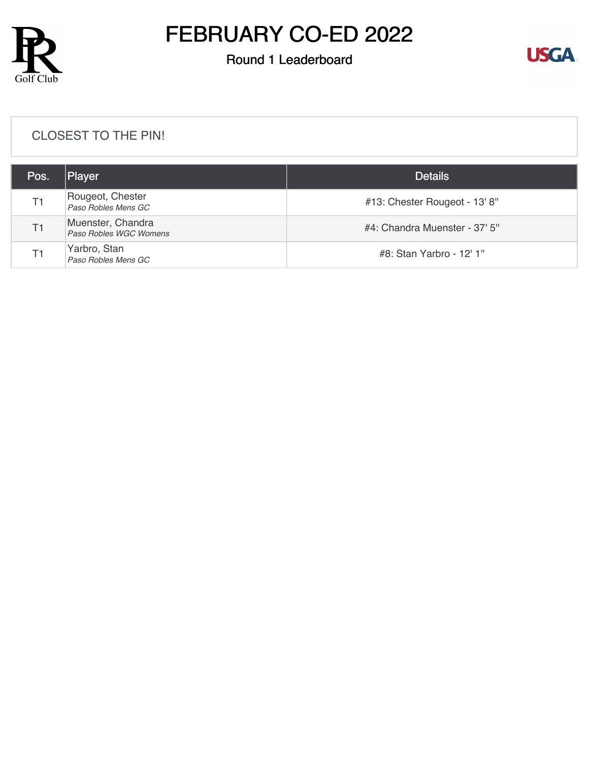# FEBRUARY CO-ED 2022

## Round 1 Leaderboard

CLOSEST TO THE PIN!

| Pos. | Player | Details |
|---|---|---|
| T1 | Rougeot, Chester<br>*Paso Robles Mens GC* | #13: Chester Rougeot - 13' 8" |
| T1 | Muenster, Chandra<br>*Paso Robles WGC Womens* | #4: Chandra Muenster - 37' 5" |
| T1 | Yarbro, Stan<br>*Paso Robles Mens GC* | #8: Stan Yarbro - 12' 1" |